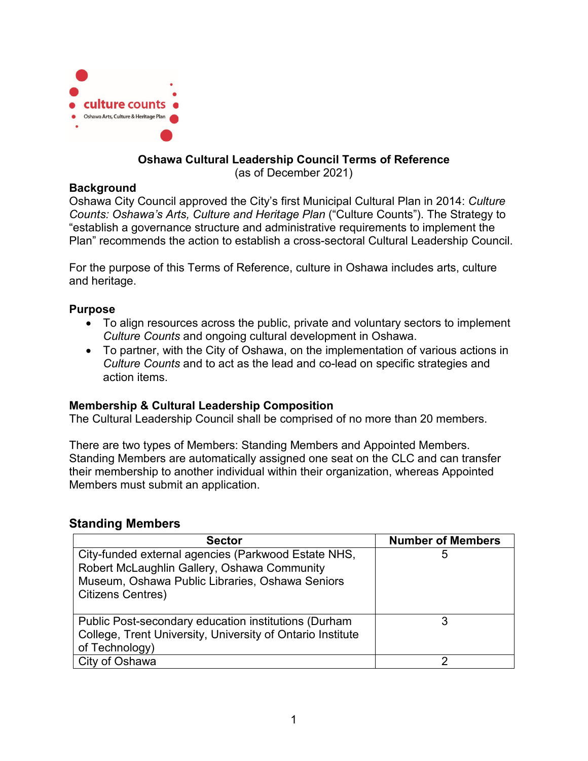# Oshawa Cultural Leadership Council Terms of Reference

(as of December 2021)

## Background

Oshawa City Council approved the City's first Municipal Cultural Plan in 2014: *Culture Counts: Oshawa's Arts, Culture and Heritage Plan* ("Culture Counts"). The Strategy to "establish a governance structure and administrative requirements to implement the Plan" recommends the action to establish a cross-sectoral Cultural Leadership Council.

For the purpose of this Terms of Reference, culture in Oshawa includes arts, culture and heritage.

## Purpose

- To align resources across the public, private and voluntary sectors to implement *Culture Counts* and ongoing cultural development in Oshawa.
- To partner, with the City of Oshawa, on the implementation of various actions in *Culture Counts* and to act as the lead and co-lead on specific strategies and action items.

## Membership & Cultural Leadership Composition

The Cultural Leadership Council shall be comprised of no more than 20 members.

There are two types of Members: Standing Members and Appointed Members. Standing Members are automatically assigned one seat on the CLC and can transfer their membership to another individual within their organization, whereas Appointed Members must submit an application.

## Standing Members

| Sector | Number of Members |
|---|---|
| City-funded external agencies (Parkwood Estate NHS, Robert McLaughlin Gallery, Oshawa Community Museum, Oshawa Public Libraries, Oshawa Seniors Citizens Centres) | 5 |
| Public Post-secondary education institutions (Durham College, Trent University, University of Ontario Institute of Technology) | 3 |
| City of Oshawa | 2 |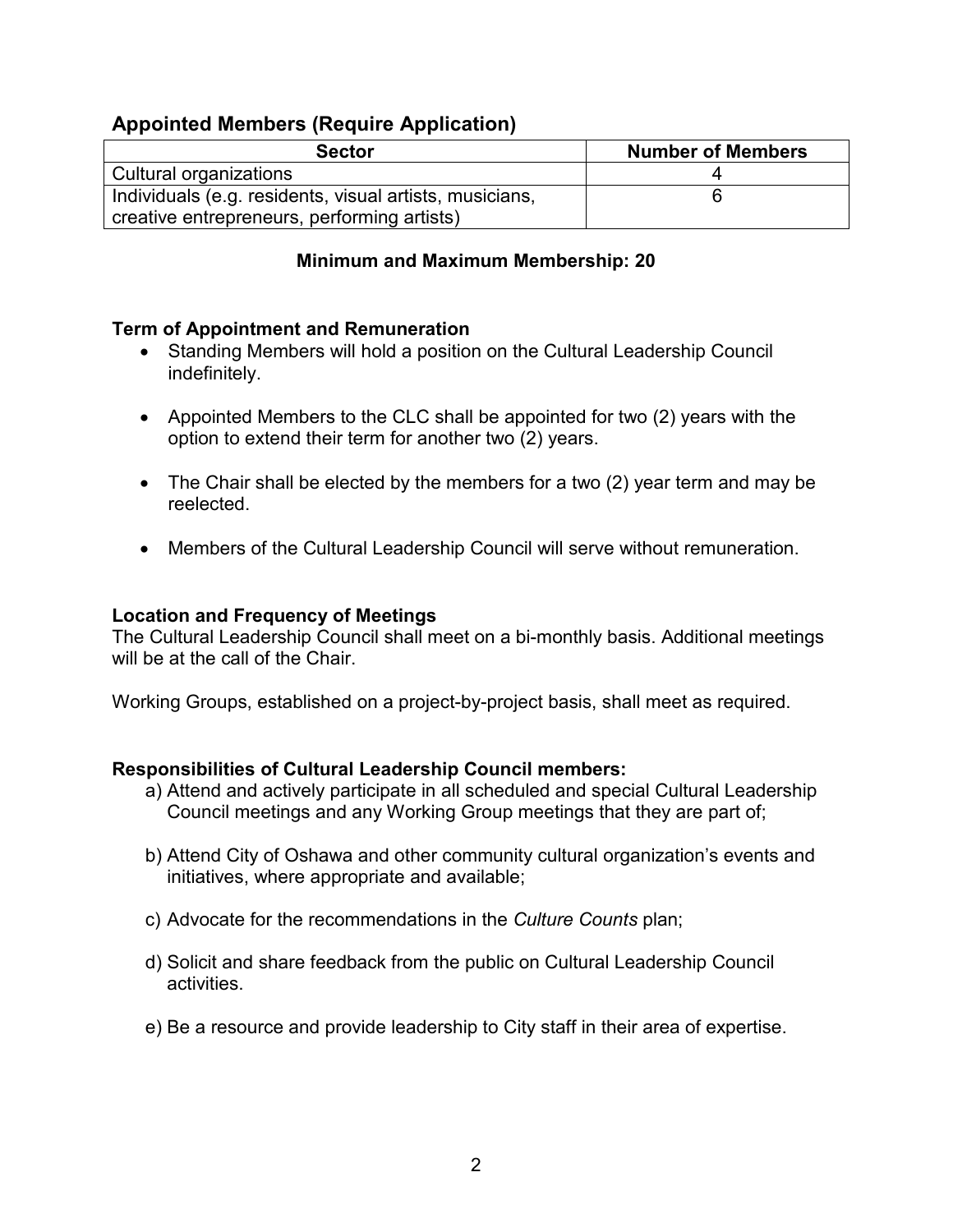## Appointed Members (Require Application)

| Sector | Number of Members |
|---|---|
| Cultural organizations | 4 |
| Individuals (e.g. residents, visual artists, musicians, creative entrepreneurs, performing artists) | 6 |

**Minimum and Maximum Membership: 20**

### Term of Appointment and Remuneration

- Standing Members will hold a position on the Cultural Leadership Council indefinitely.
- Appointed Members to the CLC shall be appointed for two (2) years with the option to extend their term for another two (2) years.
- The Chair shall be elected by the members for a two (2) year term and may be reelected.
- Members of the Cultural Leadership Council will serve without remuneration.

### Location and Frequency of Meetings

The Cultural Leadership Council shall meet on a bi-monthly basis. Additional meetings will be at the call of the Chair.

Working Groups, established on a project-by-project basis, shall meet as required.

### Responsibilities of Cultural Leadership Council members:

a) Attend and actively participate in all scheduled and special Cultural Leadership Council meetings and any Working Group meetings that they are part of;

b) Attend City of Oshawa and other community cultural organization's events and initiatives, where appropriate and available;

c) Advocate for the recommendations in the *Culture Counts* plan;

d) Solicit and share feedback from the public on Cultural Leadership Council activities.

e) Be a resource and provide leadership to City staff in their area of expertise.